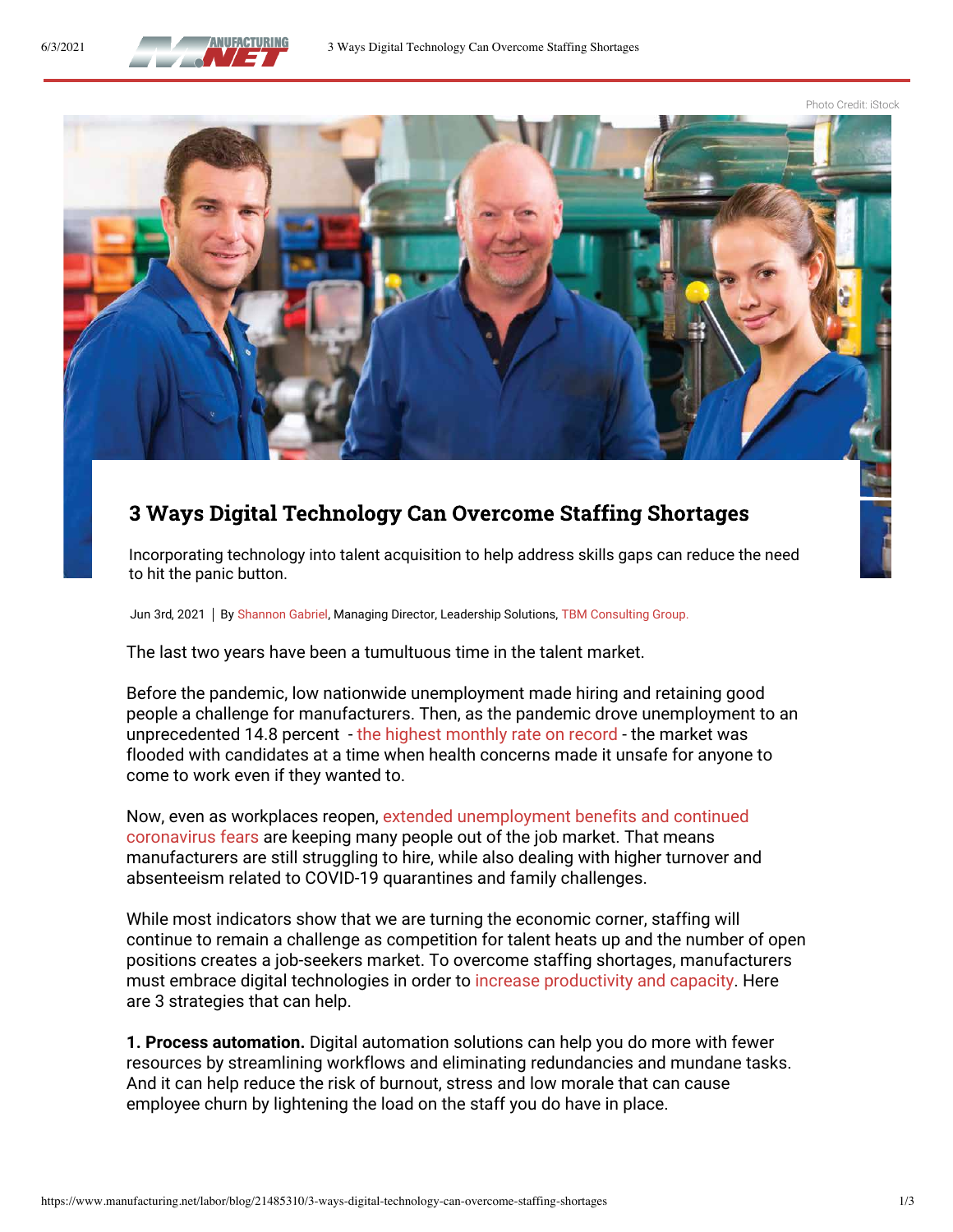Photo Credit: iStock

# 3 Ways Digital Technology Can Overcome Staffing Shortages

Incorporating technology into talent acquisition to help address skills gaps can reduce the need to hit the panic button.

Jun 3rd, 2021 | By Shannon Gabriel, Managing Director, Leadership Solutions, TBM Consulting Group.

The last two years have been a tumultuous time in the talent market.

Before the pandemic, low nationwide unemployment made hiring and retaining good people a challenge for manufacturers. Then, as the pandemic drove unemployment to an unprecedented 14.8 percent - the highest monthly rate on record - the market was flooded with candidates at a time when health concerns made it unsafe for anyone to come to work even if they wanted to.

Now, even as workplaces reopen, extended unemployment benefits and continued coronavirus fears are keeping many people out of the job market. That means manufacturers are still struggling to hire, while also dealing with higher turnover and absenteeism related to COVID-19 quarantines and family challenges.

While most indicators show that we are turning the economic corner, staffing will continue to remain a challenge as competition for talent heats up and the number of open positions creates a job-seekers market. To overcome staffing shortages, manufacturers must embrace digital technologies in order to increase productivity and capacity. Here are 3 strategies that can help.

**1. Process automation.** Digital automation solutions can help you do more with fewer resources by streamlining workflows and eliminating redundancies and mundane tasks. And it can help reduce the risk of burnout, stress and low morale that can cause employee churn by lightening the load on the staff you do have in place.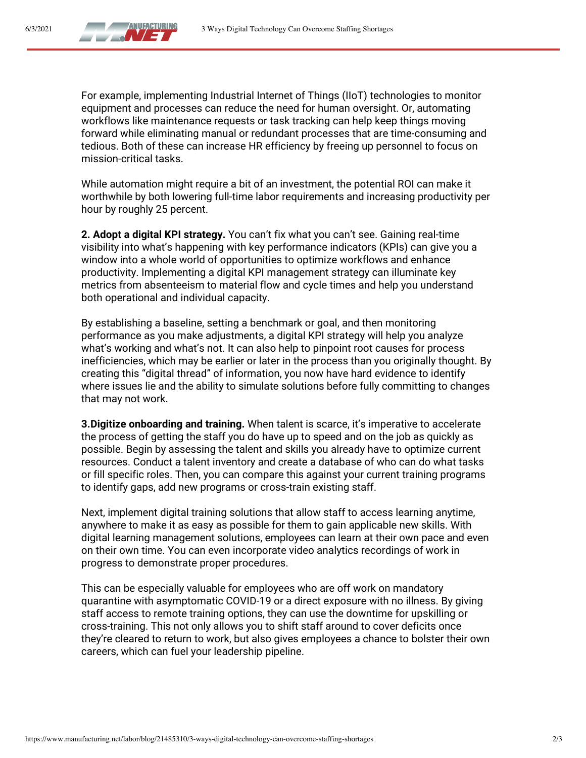For example, implementing Industrial Internet of Things (IIoT) technologies to monitor equipment and processes can reduce the need for human oversight. Or, automating workflows like maintenance requests or task tracking can help keep things moving forward while eliminating manual or redundant processes that are time-consuming and tedious. Both of these can increase HR efficiency by freeing up personnel to focus on mission-critical tasks.

While automation might require a bit of an investment, the potential ROI can make it worthwhile by both lowering full-time labor requirements and increasing productivity per hour by roughly 25 percent.

**2. Adopt a digital KPI strategy.** You can't fix what you can't see. Gaining real-time visibility into what's happening with key performance indicators (KPIs) can give you a window into a whole world of opportunities to optimize workflows and enhance productivity. Implementing a digital KPI management strategy can illuminate key metrics from absenteeism to material flow and cycle times and help you understand both operational and individual capacity.

By establishing a baseline, setting a benchmark or goal, and then monitoring performance as you make adjustments, a digital KPI strategy will help you analyze what's working and what's not. It can also help to pinpoint root causes for process inefficiencies, which may be earlier or later in the process than you originally thought. By creating this "digital thread" of information, you now have hard evidence to identify where issues lie and the ability to simulate solutions before fully committing to changes that may not work.

**3.Digitize onboarding and training.** When talent is scarce, it's imperative to accelerate the process of getting the staff you do have up to speed and on the job as quickly as possible. Begin by assessing the talent and skills you already have to optimize current resources. Conduct a talent inventory and create a database of who can do what tasks or fill specific roles. Then, you can compare this against your current training programs to identify gaps, add new programs or cross-train existing staff.

Next, implement digital training solutions that allow staff to access learning anytime, anywhere to make it as easy as possible for them to gain applicable new skills. With digital learning management solutions, employees can learn at their own pace and even on their own time. You can even incorporate video analytics recordings of work in progress to demonstrate proper procedures.

This can be especially valuable for employees who are off work on mandatory quarantine with asymptomatic COVID-19 or a direct exposure with no illness. By giving staff access to remote training options, they can use the downtime for upskilling or cross-training. This not only allows you to shift staff around to cover deficits once they're cleared to return to work, but also gives employees a chance to bolster their own careers, which can fuel your leadership pipeline.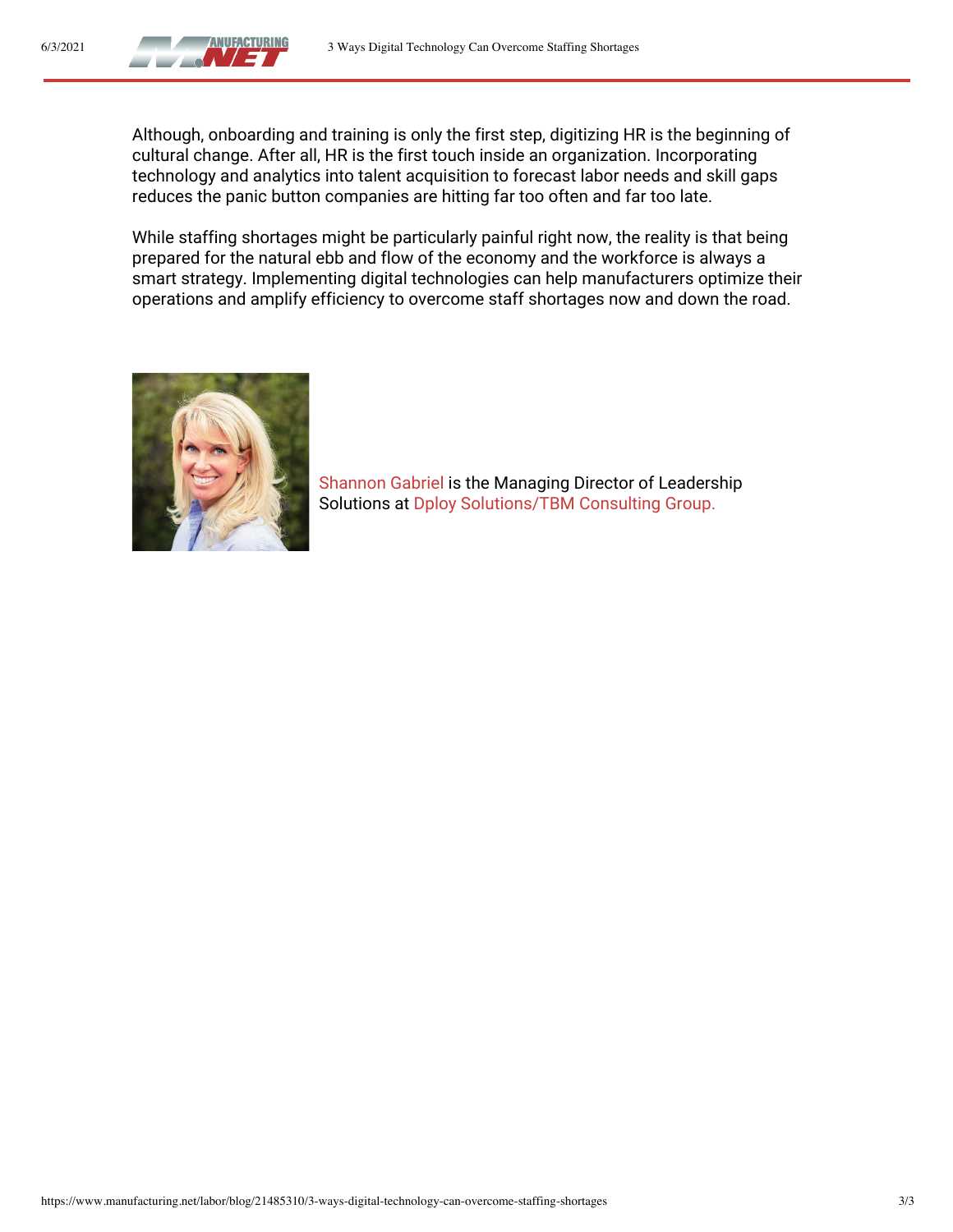Although, onboarding and training is only the first step, digitizing HR is the beginning of cultural change. After all, HR is the first touch inside an organization. Incorporating technology and analytics into talent acquisition to forecast labor needs and skill gaps reduces the panic button companies are hitting far too often and far too late.

While staffing shortages might be particularly painful right now, the reality is that being prepared for the natural ebb and flow of the economy and the workforce is always a smart strategy. Implementing digital technologies can help manufacturers optimize their operations and amplify efficiency to overcome staff shortages now and down the road.

Shannon Gabriel is the Managing Director of Leadership Solutions at Dploy Solutions/TBM Consulting Group.